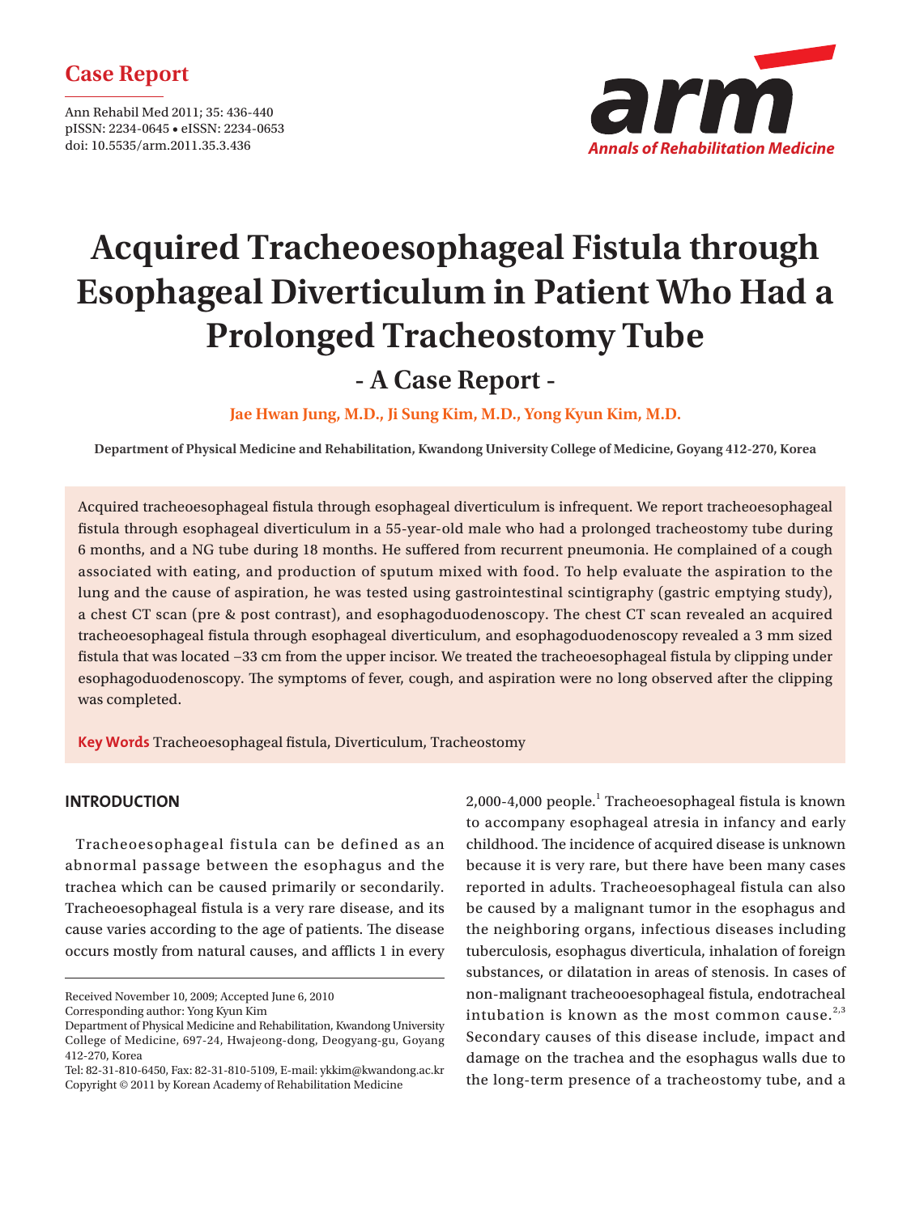Case Report

# Acquired Tracheoesophageal Fistula through Esophageal Diverticulum in Patient Who Had a Prolonged Tracheostomy Tube

## - A Case Report -

**Jae Hwan Jung, M.D., Ji Sung Kim, M.D., Yong Kyun Kim, M.D.**

**Department of Physical Medicine and Rehabilitation, Kwandong University College of Medicine, Goyang 412-270, Korea**

Acquired tracheoesophageal fistula through esophageal diverticulum is infrequent. We report tracheoesophageal fistula through esophageal diverticulum in a 55-year-old male who had a prolonged tracheostomy tube during 6 months, and a NG tube during 18 months. He suffered from recurrent pneumonia. He complained of a cough associated with eating, and production of sputum mixed with food. To help evaluate the aspiration to the lung and the cause of aspiration, he was tested using gastrointestinal scintigraphy (gastric emptying study), a chest CT scan (pre & post contrast), and esophagoduodenoscopy. The chest CT scan revealed an acquired tracheoesophageal fistula through esophageal diverticulum, and esophagoduodenoscopy revealed a 3 mm sized fistula that was located –33 cm from the upper incisor. We treated the tracheoesophageal fistula by clipping under esophagoduodenoscopy. The symptoms of fever, cough, and aspiration were no long observed after the clipping was completed.

**Key Words** Tracheoesophageal fistula, Diverticulum, Tracheostomy

## INTRODUCTION

Tracheoesophageal fistula can be defined as an abnormal passage between the esophagus and the trachea which can be caused primarily or secondarily. Tracheoesophageal fistula is a very rare disease, and its cause varies according to the age of patients. The disease occurs mostly from natural causes, and afflicts 1 in every 2,000-4,000 people.[1] Tracheoesophageal fistula is known to accompany esophageal atresia in infancy and early childhood. The incidence of acquired disease is unknown because it is very rare, but there have been many cases reported in adults. Tracheoesophageal fistula can also be caused by a malignant tumor in the esophagus and the neighboring organs, infectious diseases including tuberculosis, esophagus diverticula, inhalation of foreign substances, or dilatation in areas of stenosis. In cases of non-malignant tracheooesophageal fistula, endotracheal intubation is known as the most common cause.[2,3] Secondary causes of this disease include, impact and damage on the trachea and the esophagus walls due to the long-term presence of a tracheostomy tube, and a

Received November 10, 2009; Accepted June 6, 2010

Corresponding author: Yong Kyun Kim

Department of Physical Medicine and Rehabilitation, Kwandong University College of Medicine, 697-24, Hwajeong-dong, Deogyang-gu, Goyang 412-270, Korea

Tel: 82-31-810-6450, Fax: 82-31-810-5109, E-mail: ykkim@kwandong.ac.kr

Copyright © 2011 by Korean Academy of Rehabilitation Medicine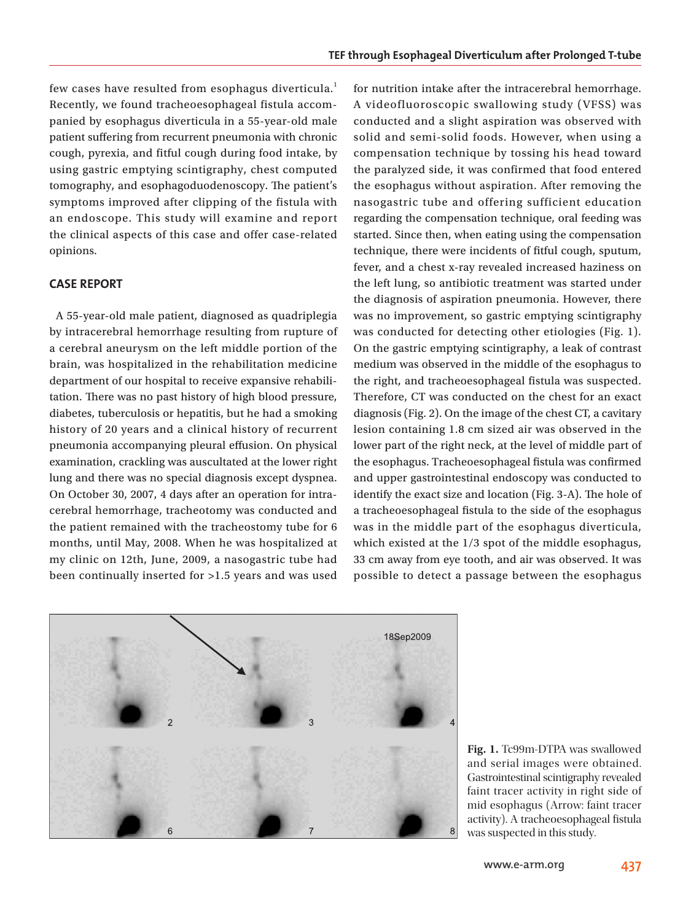few cases have resulted from esophagus diverticula.[1] Recently, we found tracheoesophageal fistula accompanied by esophagus diverticula in a 55-year-old male patient suffering from recurrent pneumonia with chronic cough, pyrexia, and fitful cough during food intake, by using gastric emptying scintigraphy, chest computed tomography, and esophagoduodenoscopy. The patient's symptoms improved after clipping of the fistula with an endoscope. This study will examine and report the clinical aspects of this case and offer case-related opinions.

## CASE REPORT

A 55-year-old male patient, diagnosed as quadriplegia by intracerebral hemorrhage resulting from rupture of a cerebral aneurysm on the left middle portion of the brain, was hospitalized in the rehabilitation medicine department of our hospital to receive expansive rehabilitation. There was no past history of high blood pressure, diabetes, tuberculosis or hepatitis, but he had a smoking history of 20 years and a clinical history of recurrent pneumonia accompanying pleural effusion. On physical examination, crackling was auscultated at the lower right lung and there was no special diagnosis except dyspnea. On October 30, 2007, 4 days after an operation for intracerebral hemorrhage, tracheotomy was conducted and the patient remained with the tracheostomy tube for 6 months, until May, 2008. When he was hospitalized at my clinic on 12th, June, 2009, a nasogastric tube had been continually inserted for >1.5 years and was used for nutrition intake after the intracerebral hemorrhage. A videofluoroscopic swallowing study (VFSS) was conducted and a slight aspiration was observed with solid and semi-solid foods. However, when using a compensation technique by tossing his head toward the paralyzed side, it was confirmed that food entered the esophagus without aspiration. After removing the nasogastric tube and offering sufficient education regarding the compensation technique, oral feeding was started. Since then, when eating using the compensation technique, there were incidents of fitful cough, sputum, fever, and a chest x-ray revealed increased haziness on the left lung, so antibiotic treatment was started under the diagnosis of aspiration pneumonia. However, there was no improvement, so gastric emptying scintigraphy was conducted for detecting other etiologies (Fig. 1). On the gastric emptying scintigraphy, a leak of contrast medium was observed in the middle of the esophagus to the right, and tracheoesophageal fistula was suspected. Therefore, CT was conducted on the chest for an exact diagnosis (Fig. 2). On the image of the chest CT, a cavitary lesion containing 1.8 cm sized air was observed in the lower part of the right neck, at the level of middle part of the esophagus. Tracheoesophageal fistula was confirmed and upper gastrointestinal endoscopy was conducted to identify the exact size and location (Fig. 3-A). The hole of a tracheoesophageal fistula to the side of the esophagus was in the middle part of the esophagus diverticula, which existed at the 1/3 spot of the middle esophagus, 33 cm away from eye tooth, and air was observed. It was possible to detect a passage between the esophagus

**Fig. 1.** Tc99m-DTPA was swallowed and serial images were obtained. Gastrointestinal scintigraphy revealed faint tracer activity in right side of mid esophagus (Arrow: faint tracer activity). A tracheoesophageal fistula was suspected in this study.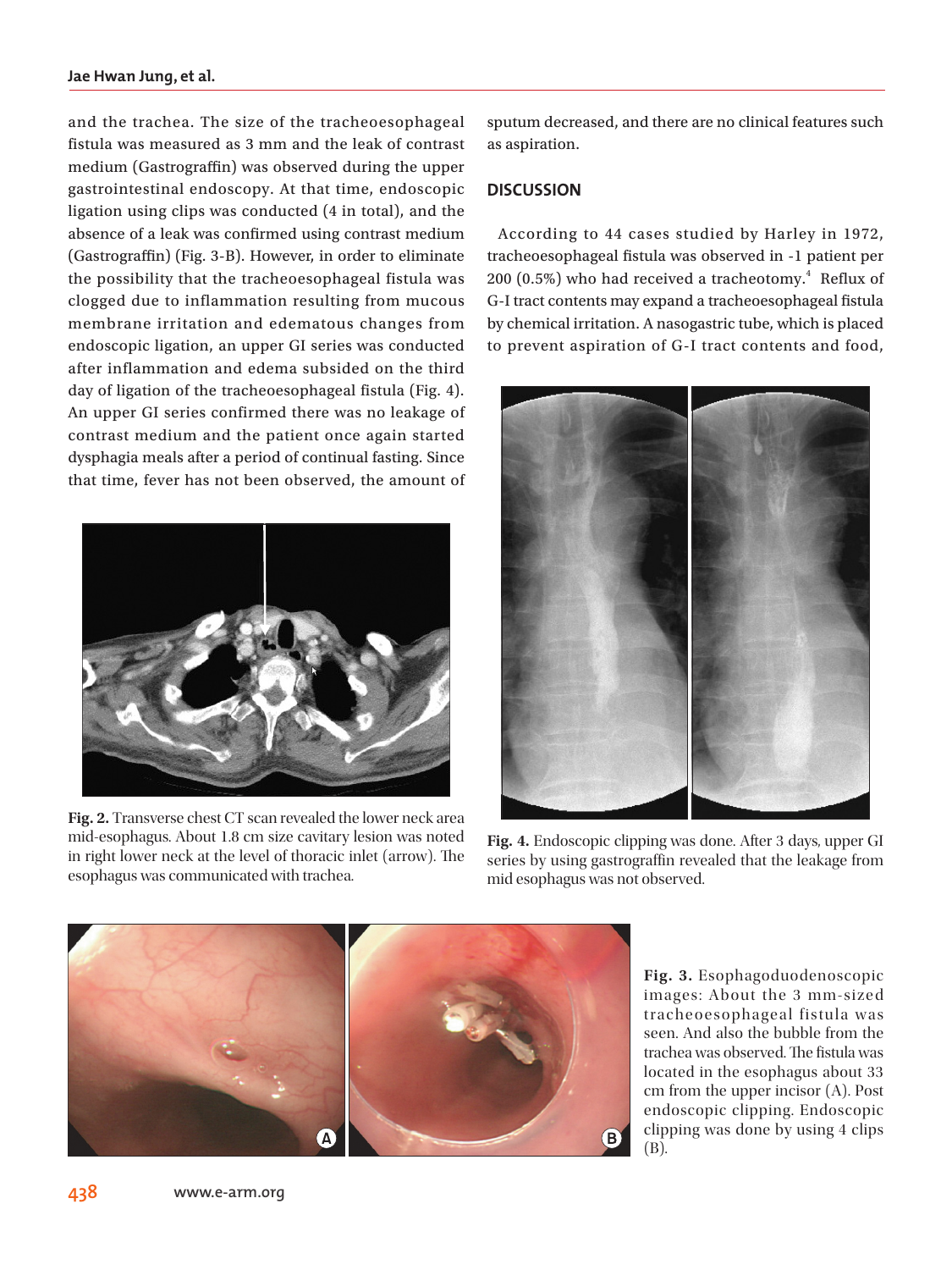and the trachea. The size of the tracheoesophageal fistula was measured as 3 mm and the leak of contrast medium (Gastrograffin) was observed during the upper gastrointestinal endoscopy. At that time, endoscopic ligation using clips was conducted (4 in total), and the absence of a leak was confirmed using contrast medium (Gastrograffin) (Fig. 3-B). However, in order to eliminate the possibility that the tracheoesophageal fistula was clogged due to inflammation resulting from mucous membrane irritation and edematous changes from endoscopic ligation, an upper GI series was conducted after inflammation and edema subsided on the third day of ligation of the tracheoesophageal fistula (Fig. 4). An upper GI series confirmed there was no leakage of contrast medium and the patient once again started dysphagia meals after a period of continual fasting. Since that time, fever has not been observed, the amount of sputum decreased, and there are no clinical features such as aspiration.

Fig. 2. Transverse chest CT scan revealed the lower neck area mid-esophagus. About 1.8 cm size cavitary lesion was noted in right lower neck at the level of thoracic inlet (arrow). The esophagus was communicated with trachea.

## DISCUSSION

According to 44 cases studied by Harley in 1972, tracheoesophageal fistula was observed in -1 patient per 200 (0.5%) who had received a tracheotomy.[4] Reflux of G-I tract contents may expand a tracheoesophageal fistula by chemical irritation. A nasogastric tube, which is placed to prevent aspiration of G-I tract contents and food,

Fig. 4. Endoscopic clipping was done. After 3 days, upper GI series by using gastrograffin revealed that the leakage from mid esophagus was not observed.

Fig. 3. Esophagoduodenoscopic images: About the 3 mm-sized tracheoesophageal fistula was seen. And also the bubble from the trachea was observed. The fistula was located in the esophagus about 33 cm from the upper incisor (A). Post endoscopic clipping. Endoscopic clipping was done by using 4 clips (B).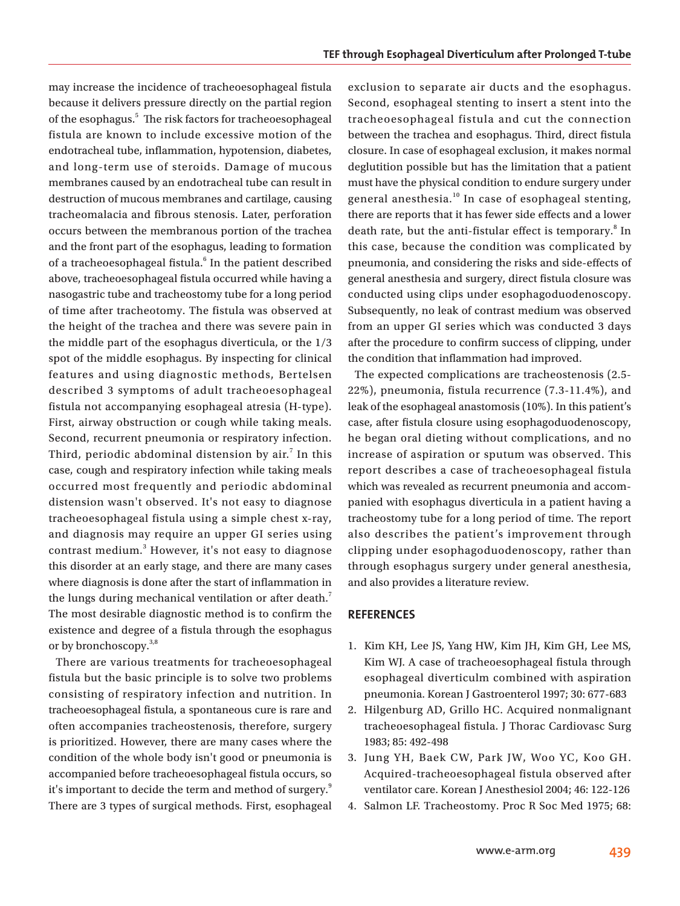may increase the incidence of tracheoesophageal fistula because it delivers pressure directly on the partial region of the esophagus.[5] The risk factors for tracheoesophageal fistula are known to include excessive motion of the endotracheal tube, inflammation, hypotension, diabetes, and long-term use of steroids. Damage of mucous membranes caused by an endotracheal tube can result in destruction of mucous membranes and cartilage, causing tracheomalacia and fibrous stenosis. Later, perforation occurs between the membranous portion of the trachea and the front part of the esophagus, leading to formation of a tracheoesophageal fistula.[6] In the patient described above, tracheoesophageal fistula occurred while having a nasogastric tube and tracheostomy tube for a long period of time after tracheotomy. The fistula was observed at the height of the trachea and there was severe pain in the middle part of the esophagus diverticula, or the 1/3 spot of the middle esophagus. By inspecting for clinical features and using diagnostic methods, Bertelsen described 3 symptoms of adult tracheoesophageal fistula not accompanying esophageal atresia (H-type). First, airway obstruction or cough while taking meals. Second, recurrent pneumonia or respiratory infection. Third, periodic abdominal distension by air.[7] In this case, cough and respiratory infection while taking meals occurred most frequently and periodic abdominal distension wasn't observed. It's not easy to diagnose tracheoesophageal fistula using a simple chest x-ray, and diagnosis may require an upper GI series using contrast medium.[3] However, it's not easy to diagnose this disorder at an early stage, and there are many cases where diagnosis is done after the start of inflammation in the lungs during mechanical ventilation or after death.[7] The most desirable diagnostic method is to confirm the existence and degree of a fistula through the esophagus or by bronchoscopy.[3,8]

There are various treatments for tracheoesophageal fistula but the basic principle is to solve two problems consisting of respiratory infection and nutrition. In tracheoesophageal fistula, a spontaneous cure is rare and often accompanies tracheostenosis, therefore, surgery is prioritized. However, there are many cases where the condition of the whole body isn't good or pneumonia is accompanied before tracheoesophageal fistula occurs, so it's important to decide the term and method of surgery.[9] There are 3 types of surgical methods. First, esophageal exclusion to separate air ducts and the esophagus. Second, esophageal stenting to insert a stent into the tracheoesophageal fistula and cut the connection between the trachea and esophagus. Third, direct fistula closure. In case of esophageal exclusion, it makes normal deglutition possible but has the limitation that a patient must have the physical condition to endure surgery under general anesthesia.[10] In case of esophageal stenting, there are reports that it has fewer side effects and a lower death rate, but the anti-fistular effect is temporary.[8] In this case, because the condition was complicated by pneumonia, and considering the risks and side-effects of general anesthesia and surgery, direct fistula closure was conducted using clips under esophagoduodenoscopy. Subsequently, no leak of contrast medium was observed from an upper GI series which was conducted 3 days after the procedure to confirm success of clipping, under the condition that inflammation had improved.

The expected complications are tracheostenosis (2.5-22%), pneumonia, fistula recurrence (7.3-11.4%), and leak of the esophageal anastomosis (10%). In this patient's case, after fistula closure using esophagoduodenoscopy, he began oral dieting without complications, and no increase of aspiration or sputum was observed. This report describes a case of tracheoesophageal fistula which was revealed as recurrent pneumonia and accompanied with esophagus diverticula in a patient having a tracheostomy tube for a long period of time. The report also describes the patient's improvement through clipping under esophagoduodenoscopy, rather than through esophagus surgery under general anesthesia, and also provides a literature review.

## REFERENCES

1. Kim KH, Lee JS, Yang HW, Kim JH, Kim GH, Lee MS, Kim WJ. A case of tracheoesophageal fistula through esophageal diverticulm combined with aspiration pneumonia. Korean J Gastroenterol 1997; 30: 677-683
2. Hilgenburg AD, Grillo HC. Acquired nonmalignant tracheoesophageal fistula. J Thorac Cardiovasc Surg 1983; 85: 492-498
3. Jung YH, Baek CW, Park JW, Woo YC, Koo GH. Acquired-tracheoesophageal fistula observed after ventilator care. Korean J Anesthesiol 2004; 46: 122-126
4. Salmon LF. Tracheostomy. Proc R Soc Med 1975; 68: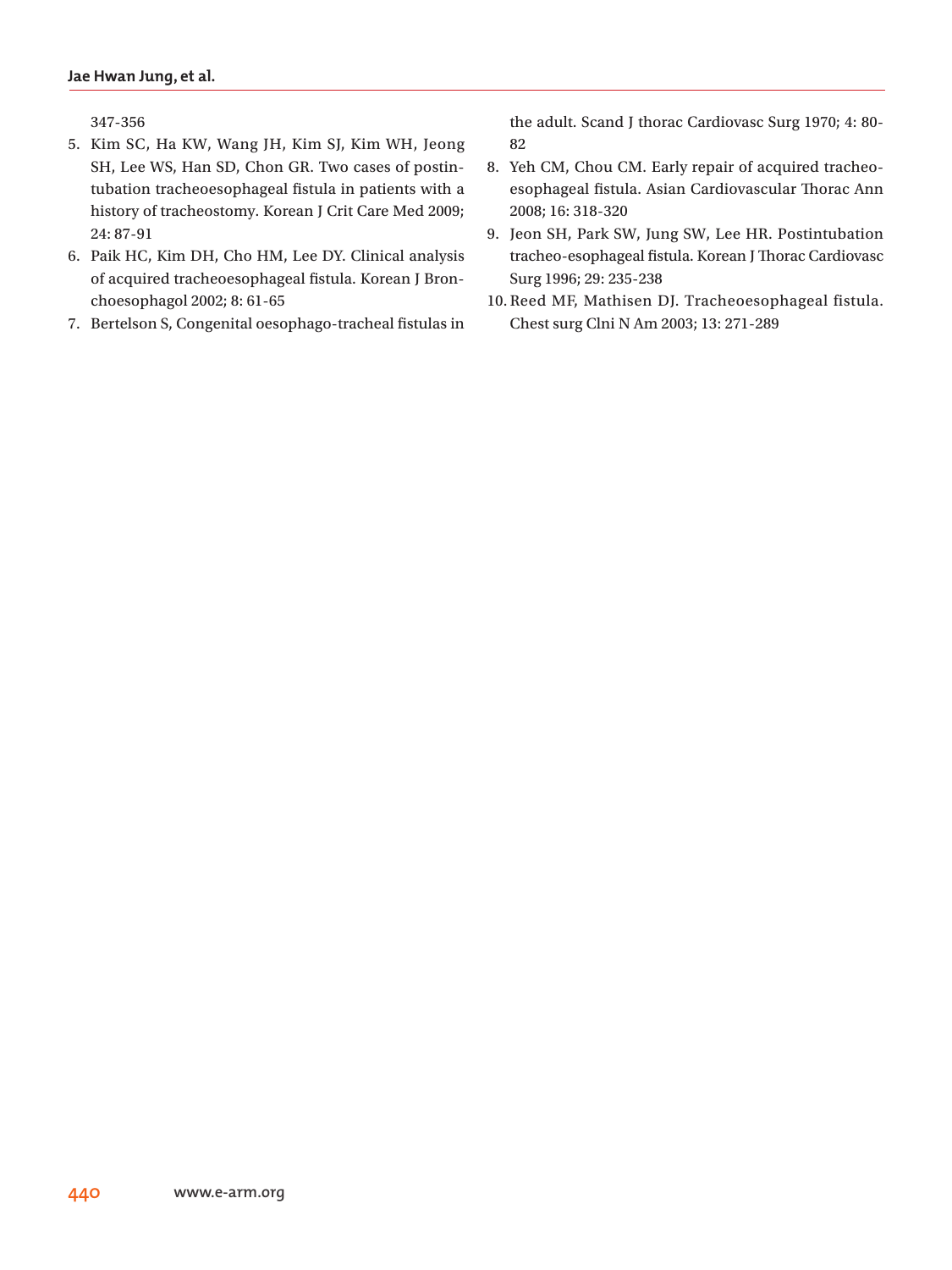347-356

5. Kim SC, Ha KW, Wang JH, Kim SJ, Kim WH, Jeong SH, Lee WS, Han SD, Chon GR. Two cases of postintubation tracheoesophageal fistula in patients with a history of tracheostomy. Korean J Crit Care Med 2009; 24: 87-91
6. Paik HC, Kim DH, Cho HM, Lee DY. Clinical analysis of acquired tracheoesophageal fistula. Korean J Bronchoesophagol 2002; 8: 61-65
7. Bertelson S, Congenital oesophago-tracheal fistulas in the adult. Scand J thorac Cardiovasc Surg 1970; 4: 80-82
8. Yeh CM, Chou CM. Early repair of acquired tracheoesophageal fistula. Asian Cardiovascular Thorac Ann 2008; 16: 318-320
9. Jeon SH, Park SW, Jung SW, Lee HR. Postintubation tracheo-esophageal fistula. Korean J Thorac Cardiovasc Surg 1996; 29: 235-238
10. Reed MF, Mathisen DJ. Tracheoesophageal fistula. Chest surg Clni N Am 2003; 13: 271-289